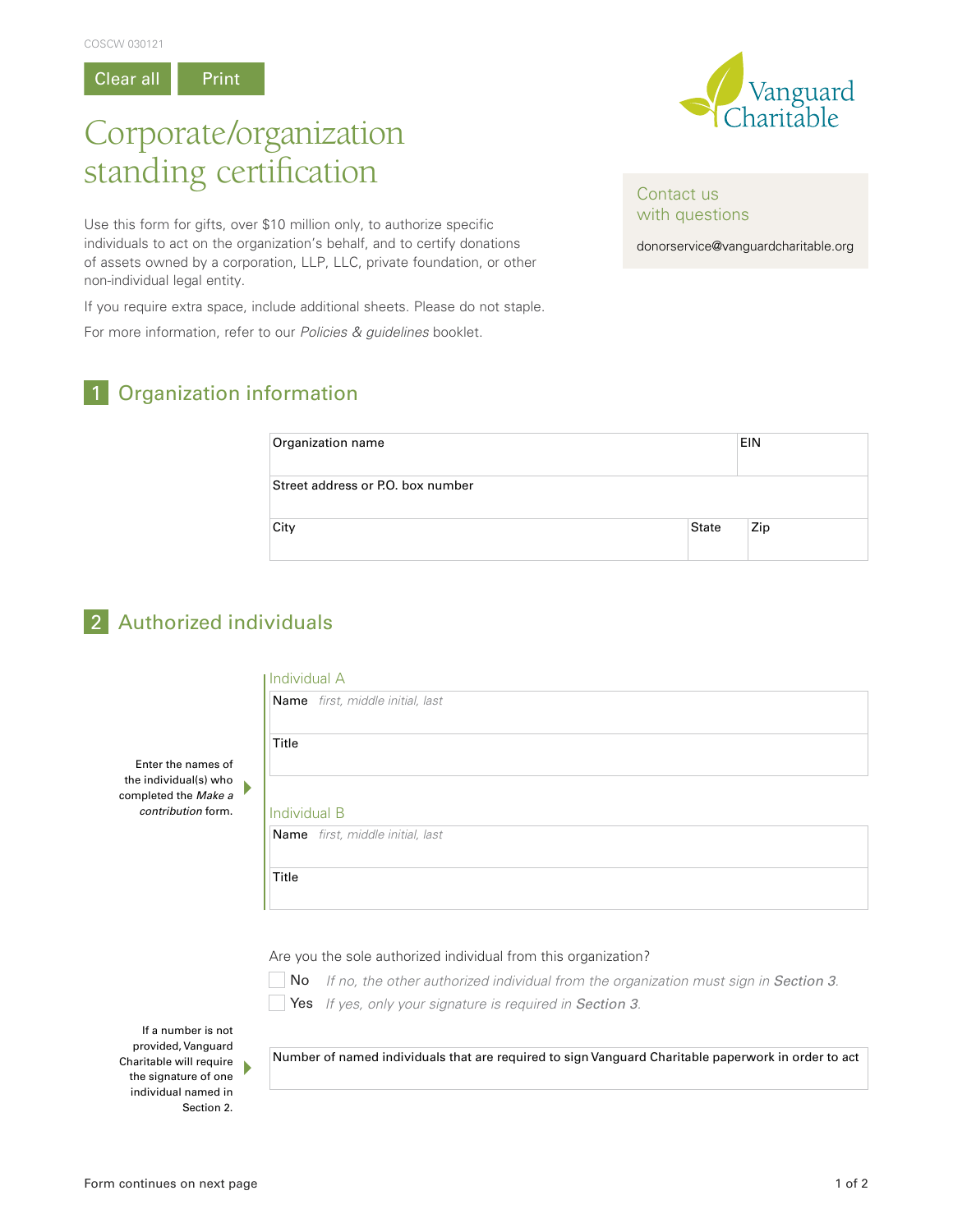COSCW 030121

Clear all    Print

# Corporate/organization standing certification

Vanguard Charitable

**Contact us with questions**

donorservice@vanguardcharitable.org

Use this form for gifts, over $10 million only, to authorize specific individuals to act on the organization's behalf, and to certify donations of assets owned by a corporation, LLP, LLC, private foundation, or other non-individual legal entity.

If you require extra space, include additional sheets. Please do not staple.

For more information, refer to our *Policies & guidelines* booklet.

## 1 Organization information

| Organization name | | EIN |
|---|---|---|
| Street address or P.O. box number | | |
| City | State | Zip |

## 2 Authorized individuals

Enter the names of the individual(s) who completed the *Make a contribution* form.

### Individual A

| Name *first, middle initial, last* |
|---|
| Title |

### Individual B

| Name *first, middle initial, last* |
|---|
| Title |

Are you the sole authorized individual from this organization?

- ☐ No *If no, the other authorized individual from the organization must sign in **Section 3**.*
- ☐ Yes *If yes, only your signature is required in **Section 3**.*

If a number is not provided, Vanguard Charitable will require the signature of one individual named in Section 2.

| Number of named individuals that are required to sign Vanguard Charitable paperwork in order to act |
|---|

Form continues on next page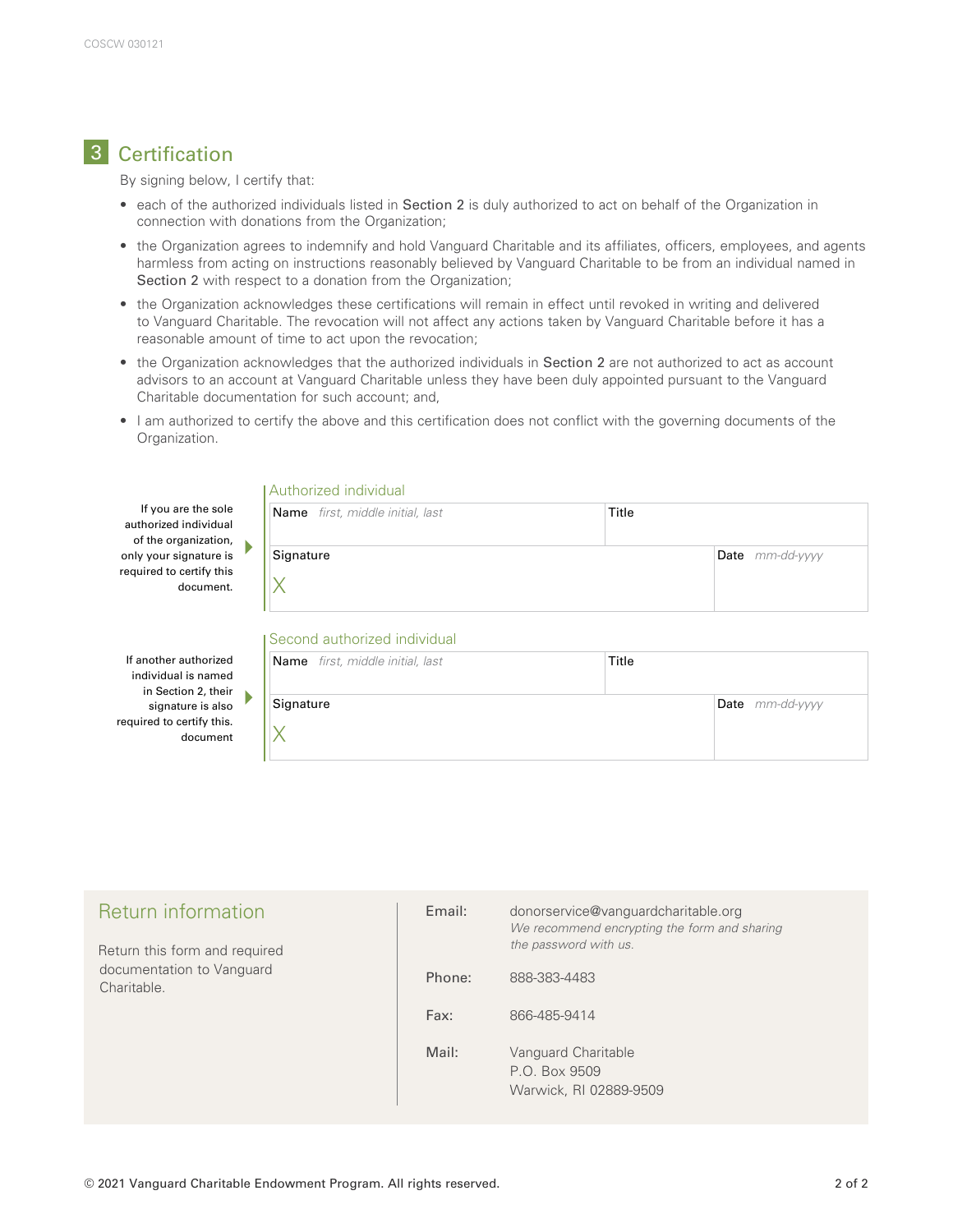COSCW 030121

## 3 Certification

By signing below, I certify that:

- each of the authorized individuals listed in Section 2 is duly authorized to act on behalf of the Organization in connection with donations from the Organization;
- the Organization agrees to indemnify and hold Vanguard Charitable and its affiliates, officers, employees, and agents harmless from acting on instructions reasonably believed by Vanguard Charitable to be from an individual named in Section 2 with respect to a donation from the Organization;
- the Organization acknowledges these certifications will remain in effect until revoked in writing and delivered to Vanguard Charitable. The revocation will not affect any actions taken by Vanguard Charitable before it has a reasonable amount of time to act upon the revocation;
- the Organization acknowledges that the authorized individuals in Section 2 are not authorized to act as account advisors to an account at Vanguard Charitable unless they have been duly appointed pursuant to the Vanguard Charitable documentation for such account; and,
- I am authorized to certify the above and this certification does not conflict with the governing documents of the Organization.

If you are the sole authorized individual of the organization, only your signature is required to certify this document.

**Authorized individual**

| | |
|---|---|
| Name *first, middle initial, last* | Title |
| Signature X | Date *mm-dd-yyyy* |

If another authorized individual is named in Section 2, their signature is also required to certify this. document

**Second authorized individual**

| | |
|---|---|
| Name *first, middle initial, last* | Title |
| Signature X | Date *mm-dd-yyyy* |

### Return information

Return this form and required documentation to Vanguard Charitable.

**Email:** donorservice@vanguardcharitable.org
*We recommend encrypting the form and sharing the password with us.*

**Phone:** 888-383-4483

**Fax:** 866-485-9414

**Mail:** Vanguard Charitable
P.O. Box 9509
Warwick, RI 02889-9509

© 2021 Vanguard Charitable Endowment Program. All rights reserved.